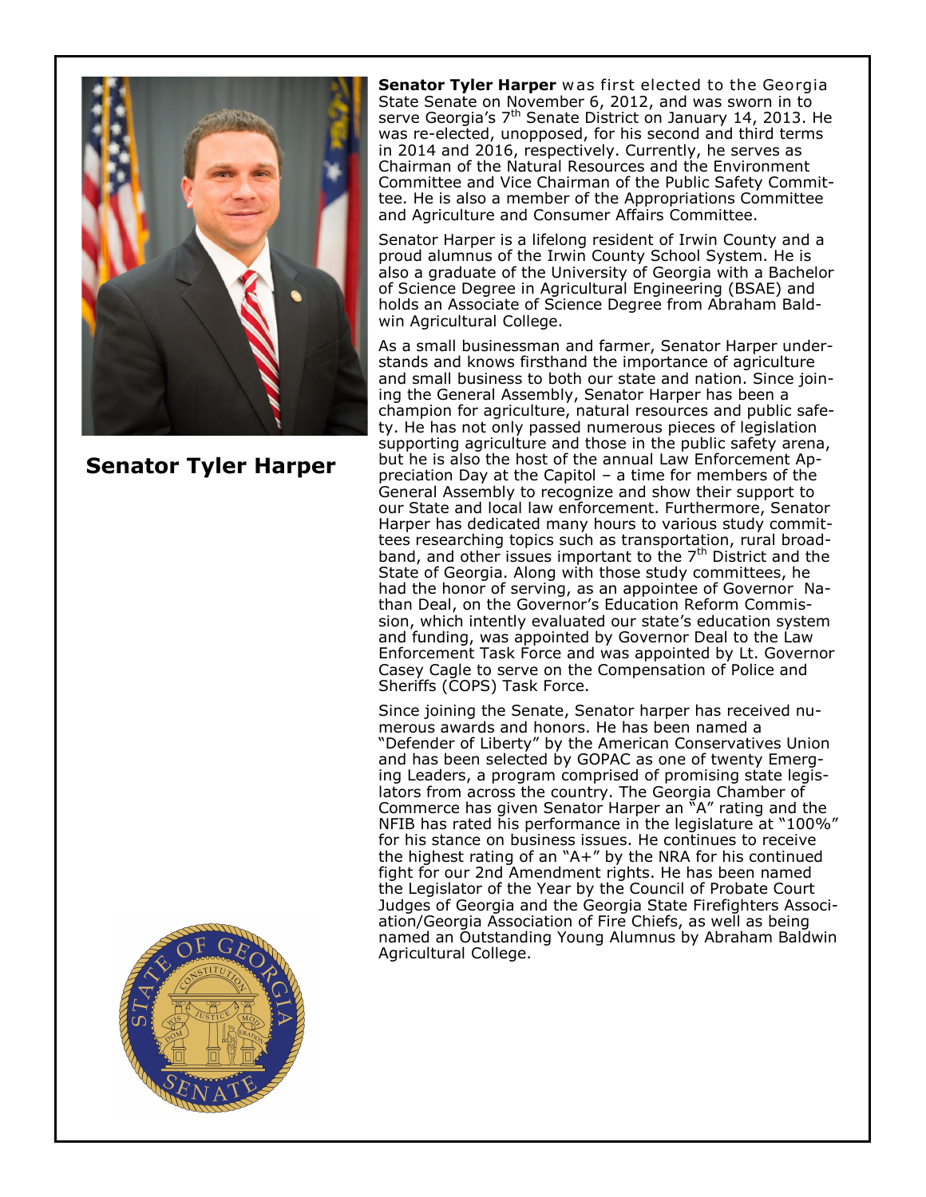## Senator Tyler Harper

**Senator Tyler Harper** was first elected to the Georgia State Senate on November 6, 2012, and was sworn in to serve Georgia's 7th Senate District on January 14, 2013. He was re-elected, unopposed, for his second and third terms in 2014 and 2016, respectively. Currently, he serves as Chairman of the Natural Resources and the Environment Committee and Vice Chairman of the Public Safety Committee. He is also a member of the Appropriations Committee and Agriculture and Consumer Affairs Committee.

Senator Harper is a lifelong resident of Irwin County and a proud alumnus of the Irwin County School System. He is also a graduate of the University of Georgia with a Bachelor of Science Degree in Agricultural Engineering (BSAE) and holds an Associate of Science Degree from Abraham Baldwin Agricultural College.

As a small businessman and farmer, Senator Harper understands and knows firsthand the importance of agriculture and small business to both our state and nation. Since joining the General Assembly, Senator Harper has been a champion for agriculture, natural resources and public safety. He has not only passed numerous pieces of legislation supporting agriculture and those in the public safety arena, but he is also the host of the annual Law Enforcement Appreciation Day at the Capitol – a time for members of the General Assembly to recognize and show their support to our State and local law enforcement. Furthermore, Senator Harper has dedicated many hours to various study committees researching topics such as transportation, rural broadband, and other issues important to the 7th District and the State of Georgia. Along with those study committees, he had the honor of serving, as an appointee of Governor Nathan Deal, on the Governor's Education Reform Commission, which intently evaluated our state's education system and funding, was appointed by Governor Deal to the Law Enforcement Task Force and was appointed by Lt. Governor Casey Cagle to serve on the Compensation of Police and Sheriffs (COPS) Task Force.

Since joining the Senate, Senator harper has received numerous awards and honors. He has been named a "Defender of Liberty" by the American Conservatives Union and has been selected by GOPAC as one of twenty Emerging Leaders, a program comprised of promising state legislators from across the country. The Georgia Chamber of Commerce has given Senator Harper an "A" rating and the NFIB has rated his performance in the legislature at "100%" for his stance on business issues. He continues to receive the highest rating of an "A+" by the NRA for his continued fight for our 2nd Amendment rights. He has been named the Legislator of the Year by the Council of Probate Court Judges of Georgia and the Georgia State Firefighters Association/Georgia Association of Fire Chiefs, as well as being named an Outstanding Young Alumnus by Abraham Baldwin Agricultural College.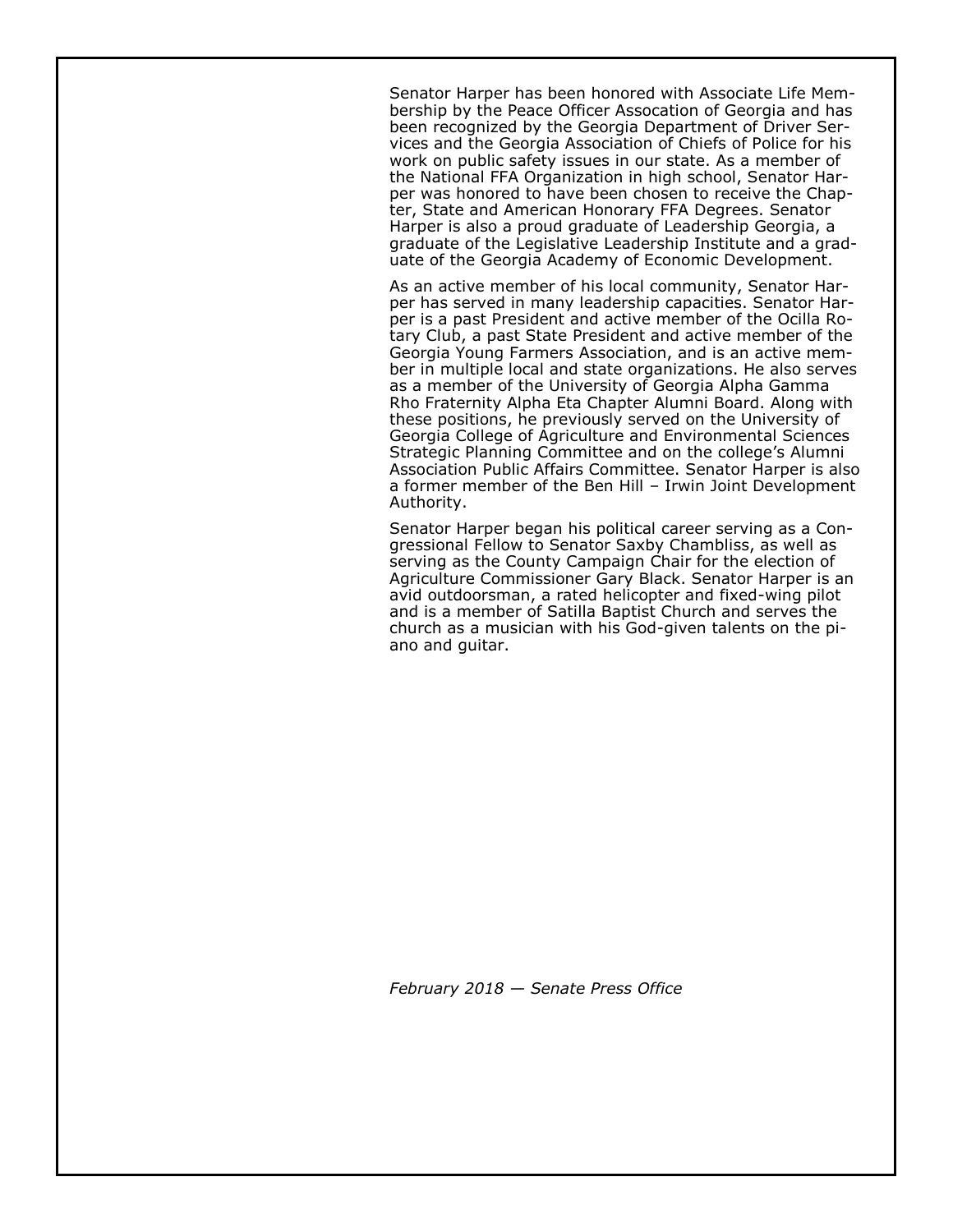Senator Harper has been honored with Associate Life Membership by the Peace Officer Assocation of Georgia and has been recognized by the Georgia Department of Driver Services and the Georgia Association of Chiefs of Police for his work on public safety issues in our state. As a member of the National FFA Organization in high school, Senator Harper was honored to have been chosen to receive the Chapter, State and American Honorary FFA Degrees. Senator Harper is also a proud graduate of Leadership Georgia, a graduate of the Legislative Leadership Institute and a graduate of the Georgia Academy of Economic Development.

As an active member of his local community, Senator Harper has served in many leadership capacities. Senator Harper is a past President and active member of the Ocilla Rotary Club, a past State President and active member of the Georgia Young Farmers Association, and is an active member in multiple local and state organizations. He also serves as a member of the University of Georgia Alpha Gamma Rho Fraternity Alpha Eta Chapter Alumni Board. Along with these positions, he previously served on the University of Georgia College of Agriculture and Environmental Sciences Strategic Planning Committee and on the college's Alumni Association Public Affairs Committee. Senator Harper is also a former member of the Ben Hill – Irwin Joint Development Authority.

Senator Harper began his political career serving as a Congressional Fellow to Senator Saxby Chambliss, as well as serving as the County Campaign Chair for the election of Agriculture Commissioner Gary Black. Senator Harper is an avid outdoorsman, a rated helicopter and fixed-wing pilot and is a member of Satilla Baptist Church and serves the church as a musician with his God-given talents on the piano and guitar.

*February 2018 — Senate Press Office*